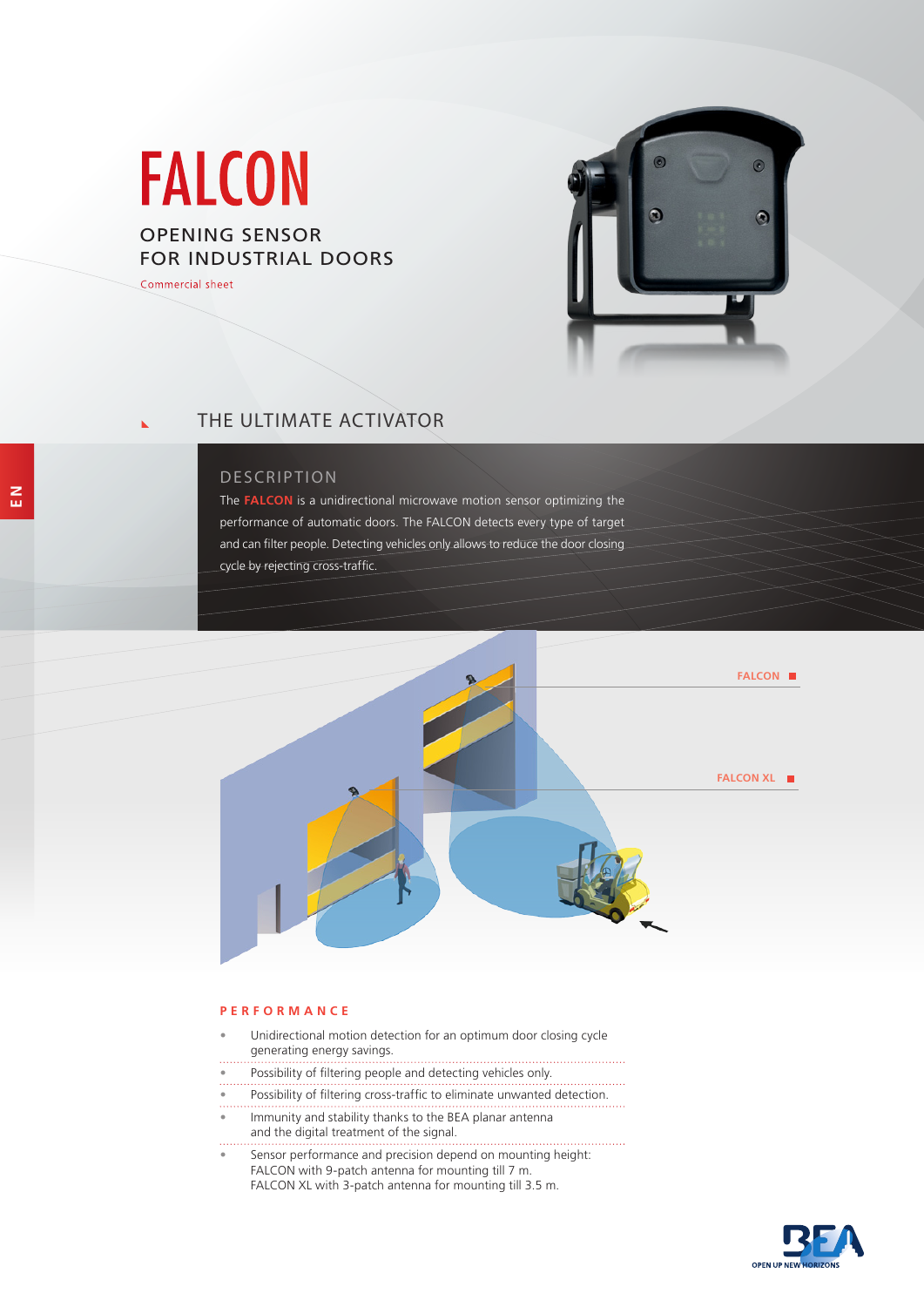# FALCON

## OPENING SENSOR FOR INDUSTRIAL DOORS

Commercial sheet

EN

## THE ULTIMATE ACTIVATOR

### DESCRIPTION

The **FALCON** is a unidirectional microwave motion sensor optimizing the performance of automatic doors. The FALCON detects every type of target and can filter people. Detecting vehicles only allows to reduce the door closing cycle by rejecting cross-traffic.

FALCON

FALCON XL

### PERFORMANCE

- Unidirectional motion detection for an optimum door closing cycle generating energy savings.
- Possibility of filtering people and detecting vehicles only.
- Possibility of filtering cross-traffic to eliminate unwanted detection.
- Immunity and stability thanks to the BEA planar antenna and the digital treatment of the signal.
- Sensor performance and precision depend on mounting height:
  FALCON with 9-patch antenna for mounting till 7 m.
  FALCON XL with 3-patch antenna for mounting till 3.5 m.

BEA OPEN UP NEW HORIZONS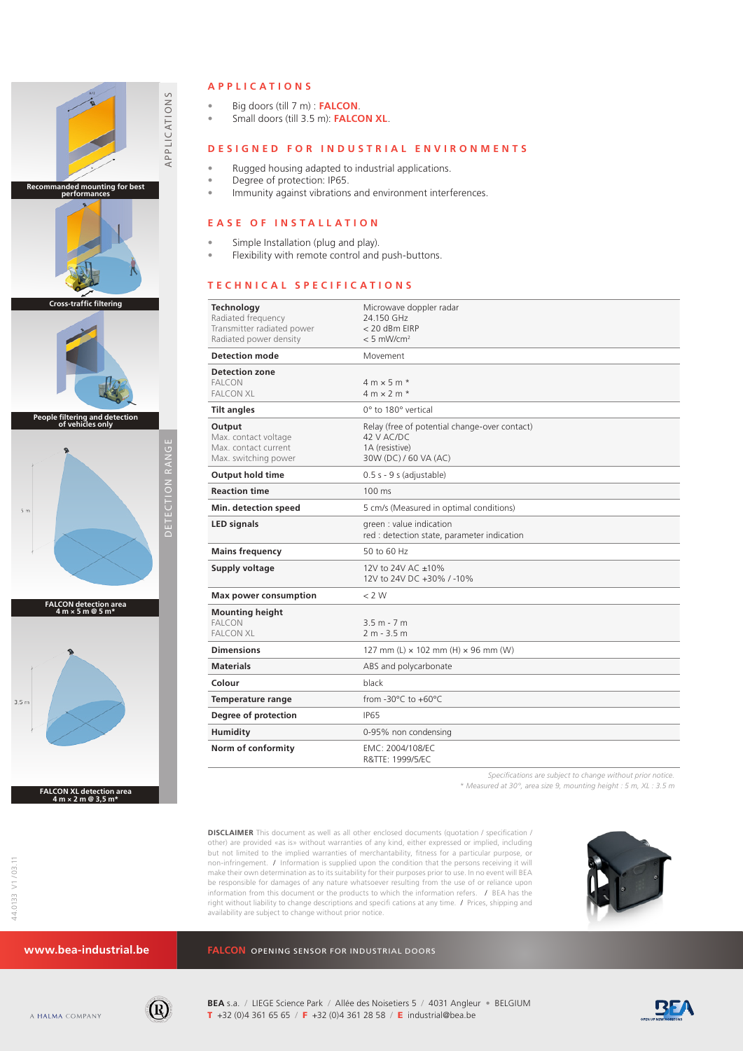Recommanded mounting for best performances

Cross-traffic filtering

People filtering and detection of vehicles only

FALCON detection area
4 m × 5 m @ 5 m*

FALCON XL detection area
4 m × 2 m @ 3,5 m*

## APPLICATIONS

- Big doors (till 7 m) : **FALCON**.
- Small doors (till 3.5 m): **FALCON XL**.

## DESIGNED FOR INDUSTRIAL ENVIRONMENTS

- Rugged housing adapted to industrial applications.
- Degree of protection: IP65.
- Immunity against vibrations and environment interferences.

## EASE OF INSTALLATION

- Simple Installation (plug and play).
- Flexibility with remote control and push-buttons.

## TECHNICAL SPECIFICATIONS

| | |
|---|---|
| **Technology**<br>Radiated frequency<br>Transmitter radiated power<br>Radiated power density | Microwave doppler radar<br>24.150 GHz<br>< 20 dBm EIRP<br>< 5 mW/cm² |
| **Detection mode** | Movement |
| **Detection zone**<br>FALCON<br>FALCON XL | <br>4 m × 5 m *<br>4 m × 2 m * |
| **Tilt angles** | 0° to 180° vertical |
| **Output**<br>Max. contact voltage<br>Max. contact current<br>Max. switching power | Relay (free of potential change-over contact)<br>42 V AC/DC<br>1A (resistive)<br>30W (DC) / 60 VA (AC) |
| **Output hold time** | 0.5 s - 9 s (adjustable) |
| **Reaction time** | 100 ms |
| **Min. detection speed** | 5 cm/s (Measured in optimal conditions) |
| **LED signals** | green : value indication<br>red : detection state, parameter indication |
| **Mains frequency** | 50 to 60 Hz |
| **Supply voltage** | 12V to 24V AC ±10%<br>12V to 24V DC +30% / -10% |
| **Max power consumption** | < 2 W |
| **Mounting height**<br>FALCON<br>FALCON XL | <br>3.5 m - 7 m<br>2 m - 3.5 m |
| **Dimensions** | 127 mm (L) × 102 mm (H) × 96 mm (W) |
| **Materials** | ABS and polycarbonate |
| **Colour** | black |
| **Temperature range** | from -30°C to +60°C |
| **Degree of protection** | IP65 |
| **Humidity** | 0-95% non condensing |
| **Norm of conformity** | EMC: 2004/108/EC<br>R&TTE: 1999/5/EC |

*Specifications are subject to change without prior notice.*
*\* Measured at 30°, area size 9, mounting height : 5 m, XL : 3.5 m*

**DISCLAIMER** This document as well as all other enclosed documents (quotation / specification / other) are provided «as is» without warranties of any kind, either expressed or implied, including but not limited to the implied warranties of merchantability, fitness for a particular purpose, or non-infringement. / Information is supplied upon the condition that the persons receiving it will make their own determination as to its suitability for their purposes prior to use. In no event will BEA be responsible for damages of any nature whatsoever resulting from the use of or reliance upon information from this document or the products to which the information refers. / BEA has the right without liability to change descriptions and specifi cations at any time. / Prices, shipping and availability are subject to change without prior notice.

44.0133 V1/03.11

**www.bea-industrial.be**

**FALCON** OPENING SENSOR FOR INDUSTRIAL DOORS

A HALMA COMPANY

**BEA** s.a. / LIEGE Science Park / Allée des Noisetiers 5 / 4031 Angleur • BELGIUM
**T** +32 (0)4 361 65 65 / **F** +32 (0)4 361 28 58 / **E** industrial@bea.be